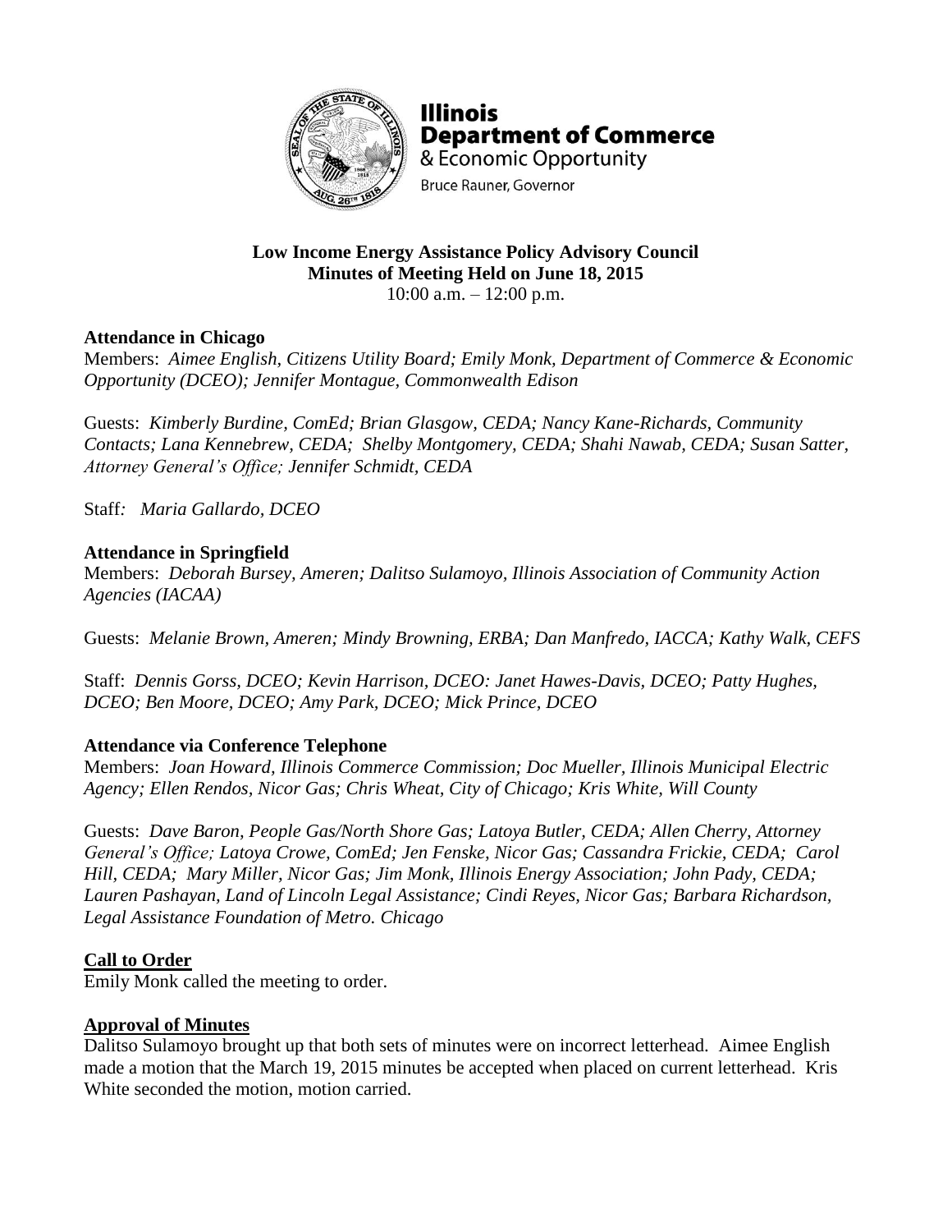**Illinois Department of Commerce**
& Economic Opportunity
Bruce Rauner, Governor

**Low Income Energy Assistance Policy Advisory Council**
**Minutes of Meeting Held on June 18, 2015**
10:00 a.m. – 12:00 p.m.

**Attendance in Chicago**
Members: *Aimee English, Citizens Utility Board; Emily Monk, Department of Commerce & Economic Opportunity (DCEO); Jennifer Montague, Commonwealth Edison*

Guests: *Kimberly Burdine, ComEd; Brian Glasgow, CEDA; Nancy Kane-Richards, Community Contacts; Lana Kennebrew, CEDA; Shelby Montgomery, CEDA; Shahi Nawab, CEDA; Susan Satter, Attorney General's Office; Jennifer Schmidt, CEDA*

Staff: *Maria Gallardo, DCEO*

**Attendance in Springfield**
Members: *Deborah Bursey, Ameren; Dalitso Sulamoyo, Illinois Association of Community Action Agencies (IACAA)*

Guests: *Melanie Brown, Ameren; Mindy Browning, ERBA; Dan Manfredo, IACCA; Kathy Walk, CEFS*

Staff: *Dennis Gorss, DCEO; Kevin Harrison, DCEO: Janet Hawes-Davis, DCEO; Patty Hughes, DCEO; Ben Moore, DCEO; Amy Park, DCEO; Mick Prince, DCEO*

**Attendance via Conference Telephone**
Members: *Joan Howard, Illinois Commerce Commission; Doc Mueller, Illinois Municipal Electric Agency; Ellen Rendos, Nicor Gas; Chris Wheat, City of Chicago; Kris White, Will County*

Guests: *Dave Baron, People Gas/North Shore Gas; Latoya Butler, CEDA; Allen Cherry, Attorney General's Office; Latoya Crowe, ComEd; Jen Fenske, Nicor Gas; Cassandra Frickie, CEDA; Carol Hill, CEDA; Mary Miller, Nicor Gas; Jim Monk, Illinois Energy Association; John Pady, CEDA; Lauren Pashayan, Land of Lincoln Legal Assistance; Cindi Reyes, Nicor Gas; Barbara Richardson, Legal Assistance Foundation of Metro. Chicago*

**Call to Order**
Emily Monk called the meeting to order.

**Approval of Minutes**
Dalitso Sulamoyo brought up that both sets of minutes were on incorrect letterhead. Aimee English made a motion that the March 19, 2015 minutes be accepted when placed on current letterhead. Kris White seconded the motion, motion carried.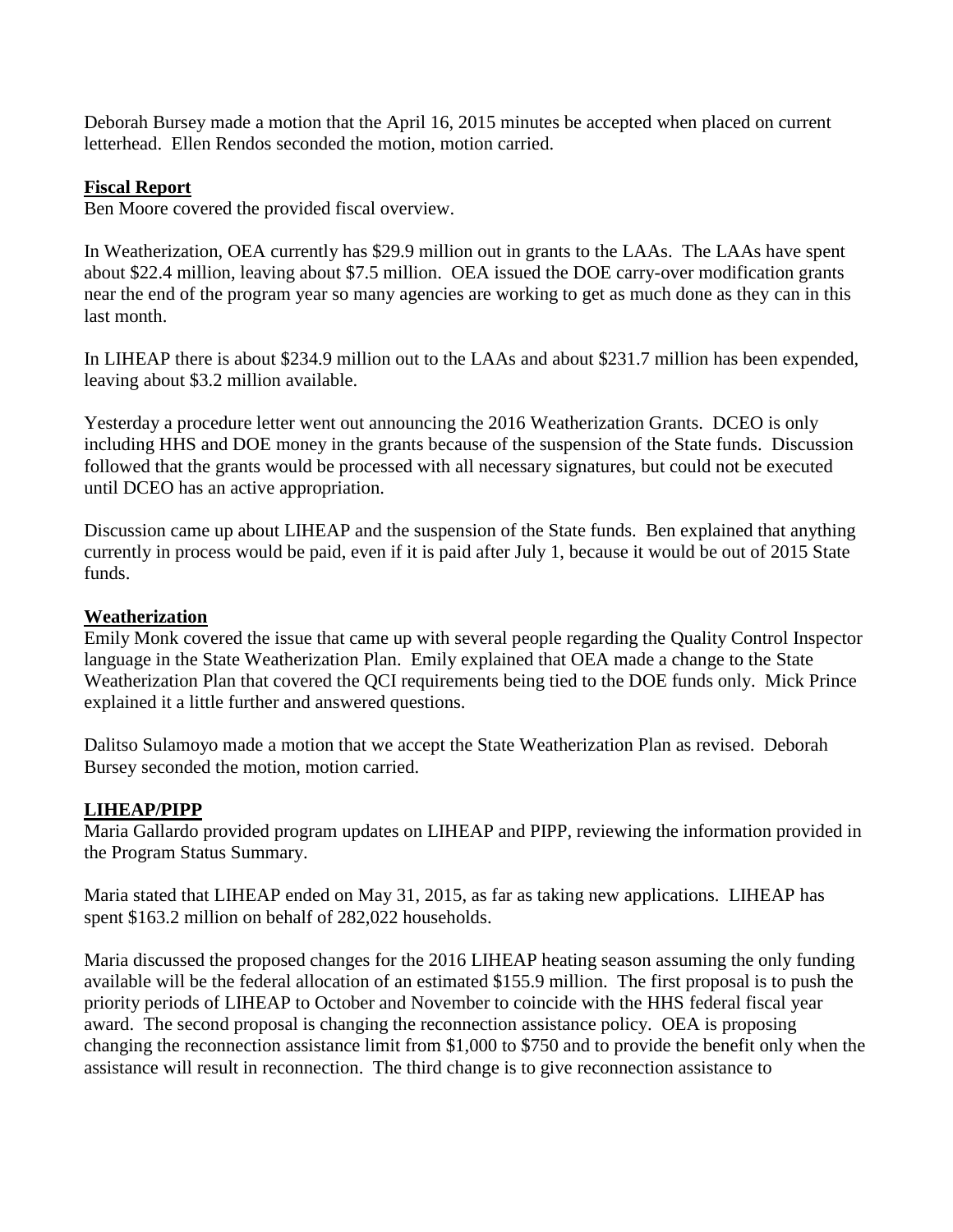Deborah Bursey made a motion that the April 16, 2015 minutes be accepted when placed on current letterhead. Ellen Rendos seconded the motion, motion carried.

## Fiscal Report

Ben Moore covered the provided fiscal overview.

In Weatherization, OEA currently has $29.9 million out in grants to the LAAs. The LAAs have spent about $22.4 million, leaving about $7.5 million. OEA issued the DOE carry-over modification grants near the end of the program year so many agencies are working to get as much done as they can in this last month.

In LIHEAP there is about $234.9 million out to the LAAs and about $231.7 million has been expended, leaving about $3.2 million available.

Yesterday a procedure letter went out announcing the 2016 Weatherization Grants. DCEO is only including HHS and DOE money in the grants because of the suspension of the State funds. Discussion followed that the grants would be processed with all necessary signatures, but could not be executed until DCEO has an active appropriation.

Discussion came up about LIHEAP and the suspension of the State funds. Ben explained that anything currently in process would be paid, even if it is paid after July 1, because it would be out of 2015 State funds.

## Weatherization

Emily Monk covered the issue that came up with several people regarding the Quality Control Inspector language in the State Weatherization Plan. Emily explained that OEA made a change to the State Weatherization Plan that covered the QCI requirements being tied to the DOE funds only. Mick Prince explained it a little further and answered questions.

Dalitso Sulamoyo made a motion that we accept the State Weatherization Plan as revised. Deborah Bursey seconded the motion, motion carried.

## LIHEAP/PIPP

Maria Gallardo provided program updates on LIHEAP and PIPP, reviewing the information provided in the Program Status Summary.

Maria stated that LIHEAP ended on May 31, 2015, as far as taking new applications. LIHEAP has spent $163.2 million on behalf of 282,022 households.

Maria discussed the proposed changes for the 2016 LIHEAP heating season assuming the only funding available will be the federal allocation of an estimated $155.9 million. The first proposal is to push the priority periods of LIHEAP to October and November to coincide with the HHS federal fiscal year award. The second proposal is changing the reconnection assistance policy. OEA is proposing changing the reconnection assistance limit from $1,000 to $750 and to provide the benefit only when the assistance will result in reconnection. The third change is to give reconnection assistance to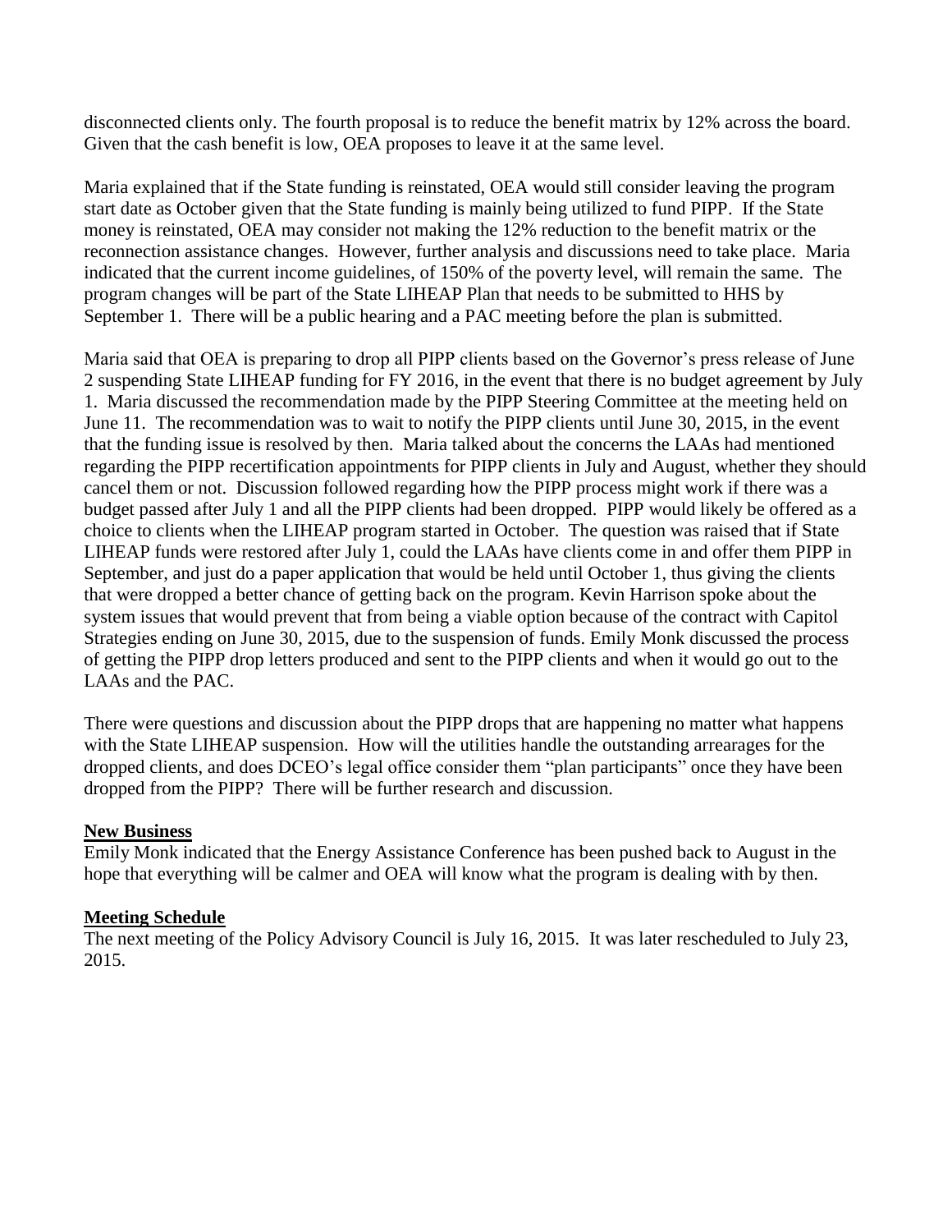disconnected clients only. The fourth proposal is to reduce the benefit matrix by 12% across the board. Given that the cash benefit is low, OEA proposes to leave it at the same level.

Maria explained that if the State funding is reinstated, OEA would still consider leaving the program start date as October given that the State funding is mainly being utilized to fund PIPP. If the State money is reinstated, OEA may consider not making the 12% reduction to the benefit matrix or the reconnection assistance changes. However, further analysis and discussions need to take place. Maria indicated that the current income guidelines, of 150% of the poverty level, will remain the same. The program changes will be part of the State LIHEAP Plan that needs to be submitted to HHS by September 1. There will be a public hearing and a PAC meeting before the plan is submitted.

Maria said that OEA is preparing to drop all PIPP clients based on the Governor's press release of June 2 suspending State LIHEAP funding for FY 2016, in the event that there is no budget agreement by July 1. Maria discussed the recommendation made by the PIPP Steering Committee at the meeting held on June 11. The recommendation was to wait to notify the PIPP clients until June 30, 2015, in the event that the funding issue is resolved by then. Maria talked about the concerns the LAAs had mentioned regarding the PIPP recertification appointments for PIPP clients in July and August, whether they should cancel them or not. Discussion followed regarding how the PIPP process might work if there was a budget passed after July 1 and all the PIPP clients had been dropped. PIPP would likely be offered as a choice to clients when the LIHEAP program started in October. The question was raised that if State LIHEAP funds were restored after July 1, could the LAAs have clients come in and offer them PIPP in September, and just do a paper application that would be held until October 1, thus giving the clients that were dropped a better chance of getting back on the program. Kevin Harrison spoke about the system issues that would prevent that from being a viable option because of the contract with Capitol Strategies ending on June 30, 2015, due to the suspension of funds. Emily Monk discussed the process of getting the PIPP drop letters produced and sent to the PIPP clients and when it would go out to the LAAs and the PAC.

There were questions and discussion about the PIPP drops that are happening no matter what happens with the State LIHEAP suspension. How will the utilities handle the outstanding arrearages for the dropped clients, and does DCEO's legal office consider them "plan participants" once they have been dropped from the PIPP? There will be further research and discussion.

## New Business

Emily Monk indicated that the Energy Assistance Conference has been pushed back to August in the hope that everything will be calmer and OEA will know what the program is dealing with by then.

## Meeting Schedule

The next meeting of the Policy Advisory Council is July 16, 2015. It was later rescheduled to July 23, 2015.